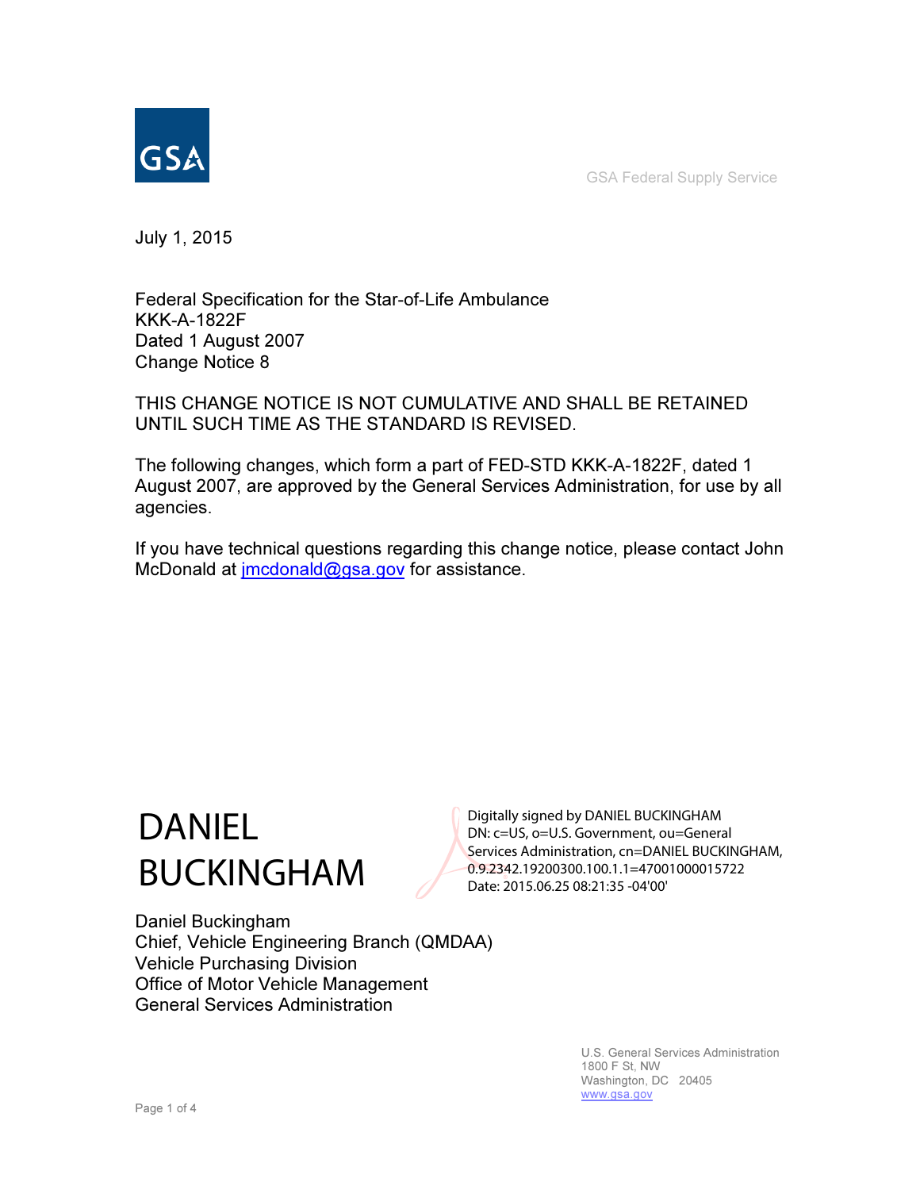GSA

GSA Federal Supply Service

July 1, 2015

Federal Specification for the Star-of-Life Ambulance
KKK-A-1822F
Dated 1 August 2007
Change Notice 8

THIS CHANGE NOTICE IS NOT CUMULATIVE AND SHALL BE RETAINED UNTIL SUCH TIME AS THE STANDARD IS REVISED.

The following changes, which form a part of FED-STD KKK-A-1822F, dated 1 August 2007, are approved by the General Services Administration, for use by all agencies.

If you have technical questions regarding this change notice, please contact John McDonald at jmcdonald@gsa.gov for assistance.

DANIEL BUCKINGHAM

Digitally signed by DANIEL BUCKINGHAM
DN: c=US, o=U.S. Government, ou=General Services Administration, cn=DANIEL BUCKINGHAM, 0.9.2342.19200300.100.1.1=47001000015722
Date: 2015.06.25 08:21:35 -04'00'

Daniel Buckingham
Chief, Vehicle Engineering Branch (QMDAA)
Vehicle Purchasing Division
Office of Motor Vehicle Management
General Services Administration

U.S. General Services Administration
1800 F St, NW
Washington, DC 20405
www.gsa.gov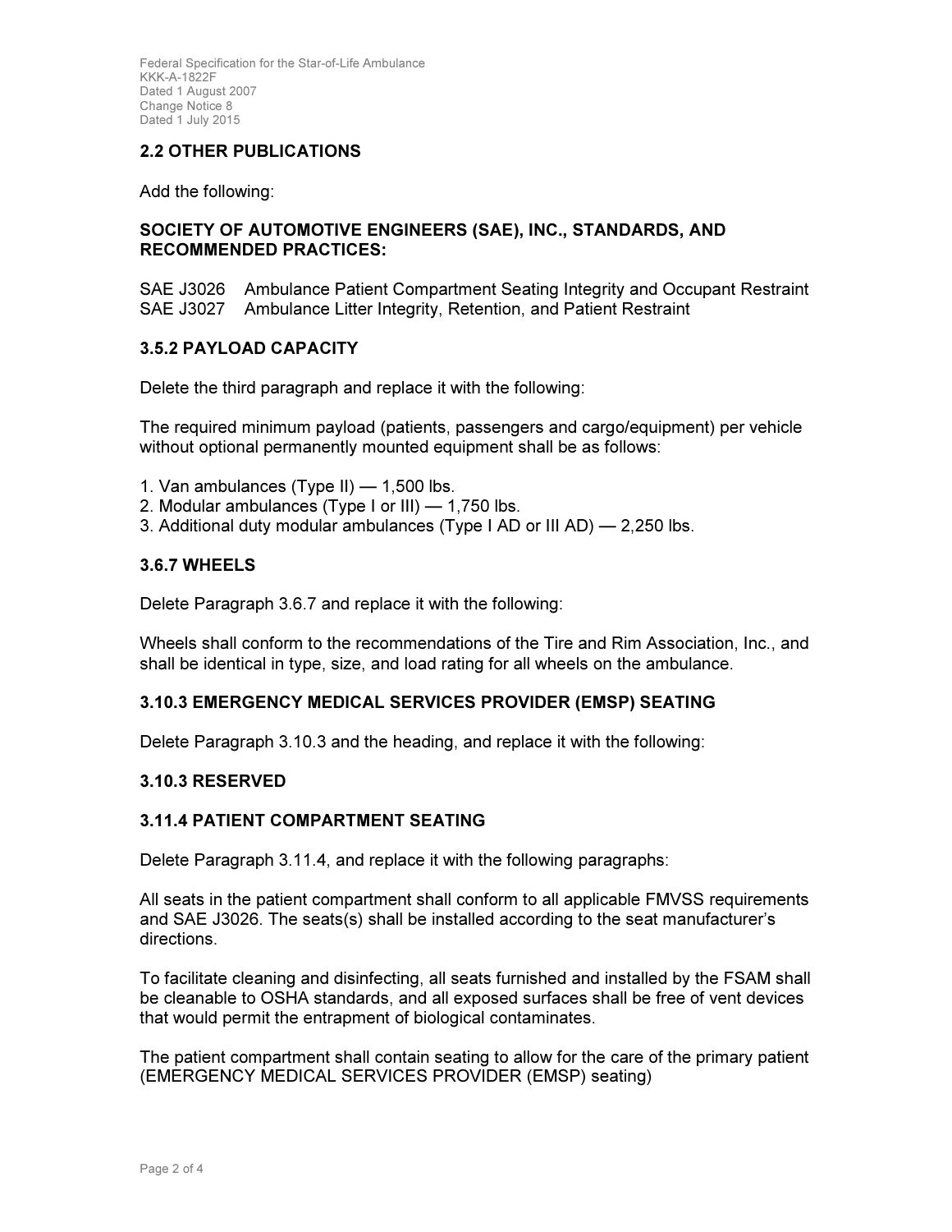## 2.2 OTHER PUBLICATIONS

Add the following:

**SOCIETY OF AUTOMOTIVE ENGINEERS (SAE), INC., STANDARDS, AND RECOMMENDED PRACTICES:**

SAE J3026 Ambulance Patient Compartment Seating Integrity and Occupant Restraint
SAE J3027 Ambulance Litter Integrity, Retention, and Patient Restraint

## 3.5.2 PAYLOAD CAPACITY

Delete the third paragraph and replace it with the following:

The required minimum payload (patients, passengers and cargo/equipment) per vehicle without optional permanently mounted equipment shall be as follows:

1. Van ambulances (Type II) — 1,500 lbs.
2. Modular ambulances (Type I or III) — 1,750 lbs.
3. Additional duty modular ambulances (Type I AD or III AD) — 2,250 lbs.

## 3.6.7 WHEELS

Delete Paragraph 3.6.7 and replace it with the following:

Wheels shall conform to the recommendations of the Tire and Rim Association, Inc., and shall be identical in type, size, and load rating for all wheels on the ambulance.

## 3.10.3 EMERGENCY MEDICAL SERVICES PROVIDER (EMSP) SEATING

Delete Paragraph 3.10.3 and the heading, and replace it with the following:

## 3.10.3 RESERVED

## 3.11.4 PATIENT COMPARTMENT SEATING

Delete Paragraph 3.11.4, and replace it with the following paragraphs:

All seats in the patient compartment shall conform to all applicable FMVSS requirements and SAE J3026. The seats(s) shall be installed according to the seat manufacturer's directions.

To facilitate cleaning and disinfecting, all seats furnished and installed by the FSAM shall be cleanable to OSHA standards, and all exposed surfaces shall be free of vent devices that would permit the entrapment of biological contaminates.

The patient compartment shall contain seating to allow for the care of the primary patient (EMERGENCY MEDICAL SERVICES PROVIDER (EMSP) seating)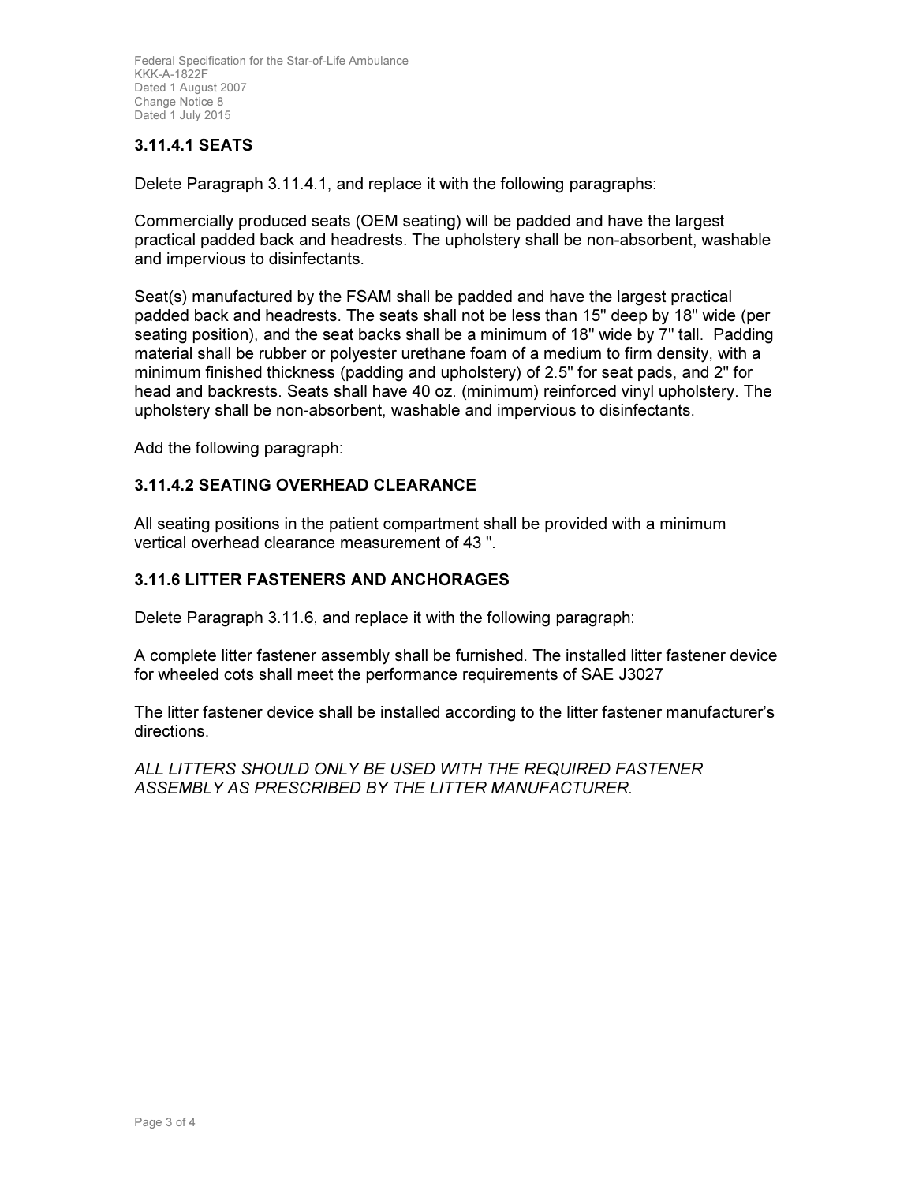### 3.11.4.1 SEATS

Delete Paragraph 3.11.4.1, and replace it with the following paragraphs:

Commercially produced seats (OEM seating) will be padded and have the largest practical padded back and headrests. The upholstery shall be non-absorbent, washable and impervious to disinfectants.

Seat(s) manufactured by the FSAM shall be padded and have the largest practical padded back and headrests. The seats shall not be less than 15" deep by 18" wide (per seating position), and the seat backs shall be a minimum of 18" wide by 7" tall. Padding material shall be rubber or polyester urethane foam of a medium to firm density, with a minimum finished thickness (padding and upholstery) of 2.5" for seat pads, and 2" for head and backrests. Seats shall have 40 oz. (minimum) reinforced vinyl upholstery. The upholstery shall be non-absorbent, washable and impervious to disinfectants.

Add the following paragraph:

### 3.11.4.2 SEATING OVERHEAD CLEARANCE

All seating positions in the patient compartment shall be provided with a minimum vertical overhead clearance measurement of 43 ".

### 3.11.6 LITTER FASTENERS AND ANCHORAGES

Delete Paragraph 3.11.6, and replace it with the following paragraph:

A complete litter fastener assembly shall be furnished. The installed litter fastener device for wheeled cots shall meet the performance requirements of SAE J3027

The litter fastener device shall be installed according to the litter fastener manufacturer's directions.

*ALL LITTERS SHOULD ONLY BE USED WITH THE REQUIRED FASTENER ASSEMBLY AS PRESCRIBED BY THE LITTER MANUFACTURER.*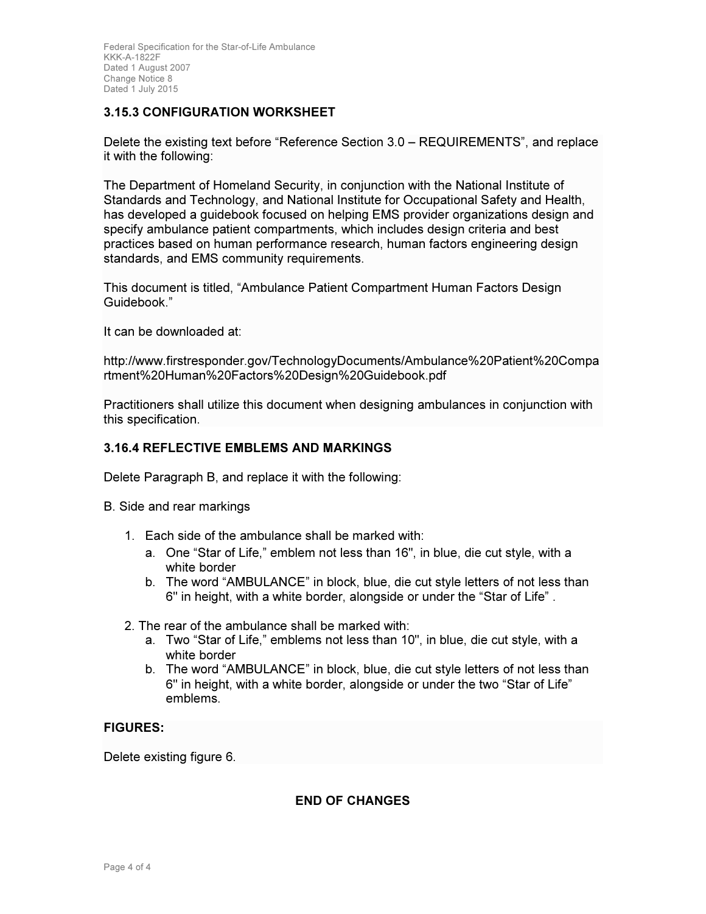### 3.15.3 CONFIGURATION WORKSHEET

Delete the existing text before “Reference Section 3.0 – REQUIREMENTS”, and replace it with the following:

The Department of Homeland Security, in conjunction with the National Institute of Standards and Technology, and National Institute for Occupational Safety and Health, has developed a guidebook focused on helping EMS provider organizations design and specify ambulance patient compartments, which includes design criteria and best practices based on human performance research, human factors engineering design standards, and EMS community requirements.

This document is titled, “Ambulance Patient Compartment Human Factors Design Guidebook.”

It can be downloaded at:

http://www.firstresponder.gov/TechnologyDocuments/Ambulance%20Patient%20Compartment%20Human%20Factors%20Design%20Guidebook.pdf

Practitioners shall utilize this document when designing ambulances in conjunction with this specification.

### 3.16.4 REFLECTIVE EMBLEMS AND MARKINGS

Delete Paragraph B, and replace it with the following:

B. Side and rear markings

1. Each side of the ambulance shall be marked with:
   a. One “Star of Life,” emblem not less than 16", in blue, die cut style, with a white border
   b. The word “AMBULANCE” in block, blue, die cut style letters of not less than 6" in height, with a white border, alongside or under the “Star of Life” .

2. The rear of the ambulance shall be marked with:
   a. Two “Star of Life,” emblems not less than 10", in blue, die cut style, with a white border
   b. The word “AMBULANCE” in block, blue, die cut style letters of not less than 6" in height, with a white border, alongside or under the two “Star of Life” emblems.

### FIGURES:

Delete existing figure 6.

**END OF CHANGES**